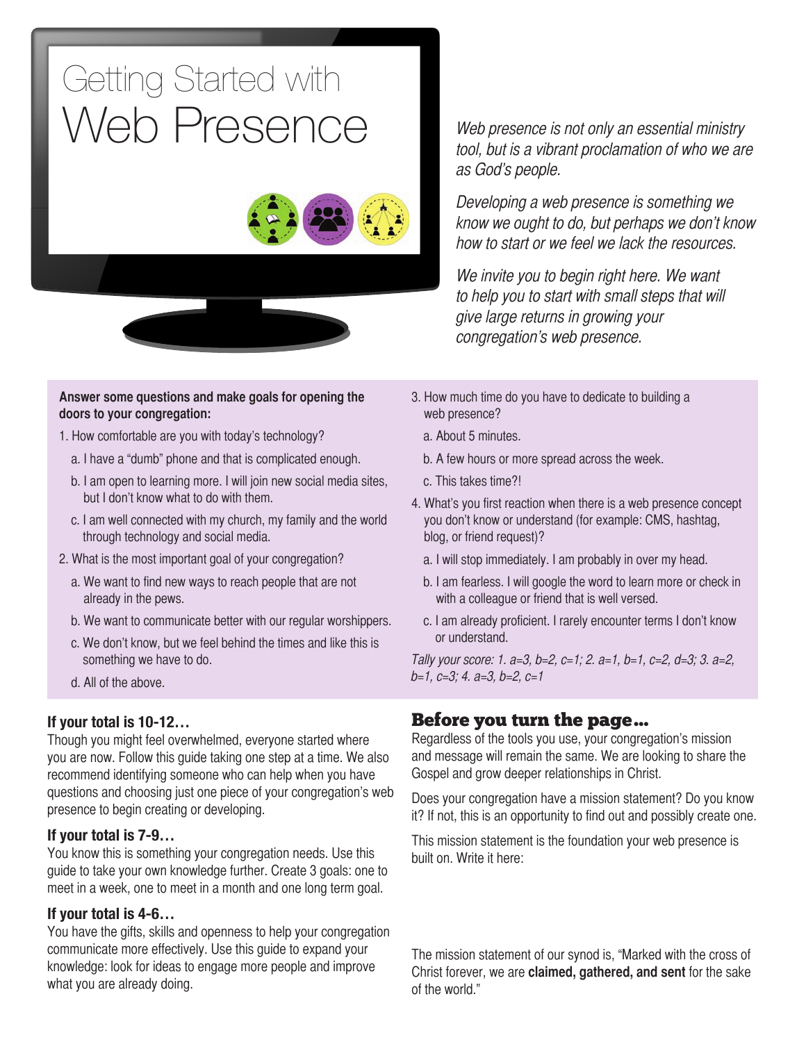# Getting Started with Web Presence

*Web presence is not only an essential ministry tool, but is a vibrant proclamation of who we are as God's people.*

*Developing a web presence is something we know we ought to do, but perhaps we don't know how to start or we feel we lack the resources.*

*We invite you to begin right here. We want to help you to start with small steps that will give large returns in growing your congregation's web presence.*

**Answer some questions and make goals for opening the doors to your congregation:**

1. How comfortable are you with today's technology?
   a. I have a "dumb" phone and that is complicated enough.
   b. I am open to learning more. I will join new social media sites, but I don't know what to do with them.
   c. I am well connected with my church, my family and the world through technology and social media.
2. What is the most important goal of your congregation?
   a. We want to find new ways to reach people that are not already in the pews.
   b. We want to communicate better with our regular worshippers.
   c. We don't know, but we feel behind the times and like this is something we have to do.
   d. All of the above.
3. How much time do you have to dedicate to building a web presence?
   a. About 5 minutes.
   b. A few hours or more spread across the week.
   c. This takes time?!
4. What's you first reaction when there is a web presence concept you don't know or understand (for example: CMS, hashtag, blog, or friend request)?
   a. I will stop immediately. I am probably in over my head.
   b. I am fearless. I will google the word to learn more or check in with a colleague or friend that is well versed.
   c. I am already proficient. I rarely encounter terms I don't know or understand.

*Tally your score: 1. a=3, b=2, c=1; 2. a=1, b=1, c=2, d=3; 3. a=2, b=1, c=3; 4. a=3, b=2, c=1*

### If your total is 10-12…

Though you might feel overwhelmed, everyone started where you are now. Follow this guide taking one step at a time. We also recommend identifying someone who can help when you have questions and choosing just one piece of your congregation's web presence to begin creating or developing.

### If your total is 7-9…

You know this is something your congregation needs. Use this guide to take your own knowledge further. Create 3 goals: one to meet in a week, one to meet in a month and one long term goal.

### If your total is 4-6…

You have the gifts, skills and openness to help your congregation communicate more effectively. Use this guide to expand your knowledge: look for ideas to engage more people and improve what you are already doing.

## Before you turn the page…

Regardless of the tools you use, your congregation's mission and message will remain the same. We are looking to share the Gospel and grow deeper relationships in Christ.

Does your congregation have a mission statement? Do you know it? If not, this is an opportunity to find out and possibly create one.

This mission statement is the foundation your web presence is built on. Write it here:

The mission statement of our synod is, "Marked with the cross of Christ forever, we are **claimed, gathered, and sent** for the sake of the world."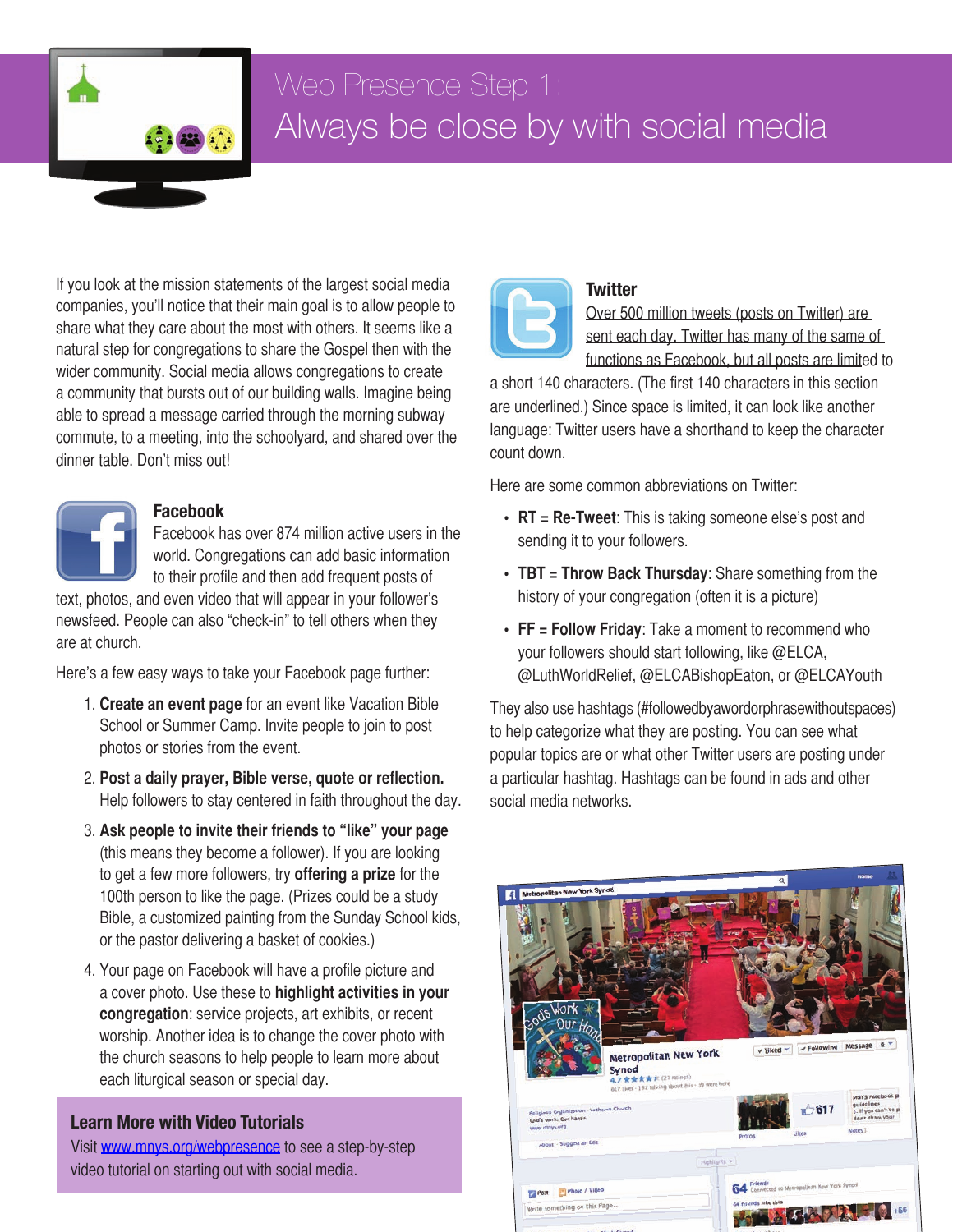# Web Presence Step 1:
## Always be close by with social media

If you look at the mission statements of the largest social media companies, you'll notice that their main goal is to allow people to share what they care about the most with others. It seems like a natural step for congregations to share the Gospel then with the wider community. Social media allows congregations to create a community that bursts out of our building walls. Imagine being able to spread a message carried through the morning subway commute, to a meeting, into the schoolyard, and shared over the dinner table. Don't miss out!

### Facebook

Facebook has over 874 million active users in the world. Congregations can add basic information to their profile and then add frequent posts of text, photos, and even video that will appear in your follower's newsfeed. People can also "check-in" to tell others when they are at church.

Here's a few easy ways to take your Facebook page further:

1. **Create an event page** for an event like Vacation Bible School or Summer Camp. Invite people to join to post photos or stories from the event.
2. **Post a daily prayer, Bible verse, quote or reflection.** Help followers to stay centered in faith throughout the day.
3. **Ask people to invite their friends to "like" your page** (this means they become a follower). If you are looking to get a few more followers, try **offering a prize** for the 100th person to like the page. (Prizes could be a study Bible, a customized painting from the Sunday School kids, or the pastor delivering a basket of cookies.)
4. Your page on Facebook will have a profile picture and a cover photo. Use these to **highlight activities in your congregation**: service projects, art exhibits, or recent worship. Another idea is to change the cover photo with the church seasons to help people to learn more about each liturgical season or special day.

### Learn More with Video Tutorials

Visit [www.mnys.org/webpresence](www.mnys.org/webpresence) to see a step-by-step video tutorial on starting out with social media.

### Twitter

Over 500 million tweets (posts on Twitter) are sent each day. Twitter has many of the same of functions as Facebook, but all posts are limited to a short 140 characters. (The first 140 characters in this section are underlined.) Since space is limited, it can look like another language: Twitter users have a shorthand to keep the character count down.

Here are some common abbreviations on Twitter:

- **RT = Re-Tweet**: This is taking someone else's post and sending it to your followers.
- **TBT = Throw Back Thursday**: Share something from the history of your congregation (often it is a picture)
- **FF = Follow Friday**: Take a moment to recommend who your followers should start following, like @ELCA, @LuthWorldRelief, @ELCABishopEaton, or @ELCAYouth

They also use hashtags (#followedbyawordorphrasewithoutspaces) to help categorize what they are posting. You can see what popular topics are or what other Twitter users are posting under a particular hashtag. Hashtags can be found in ads and other social media networks.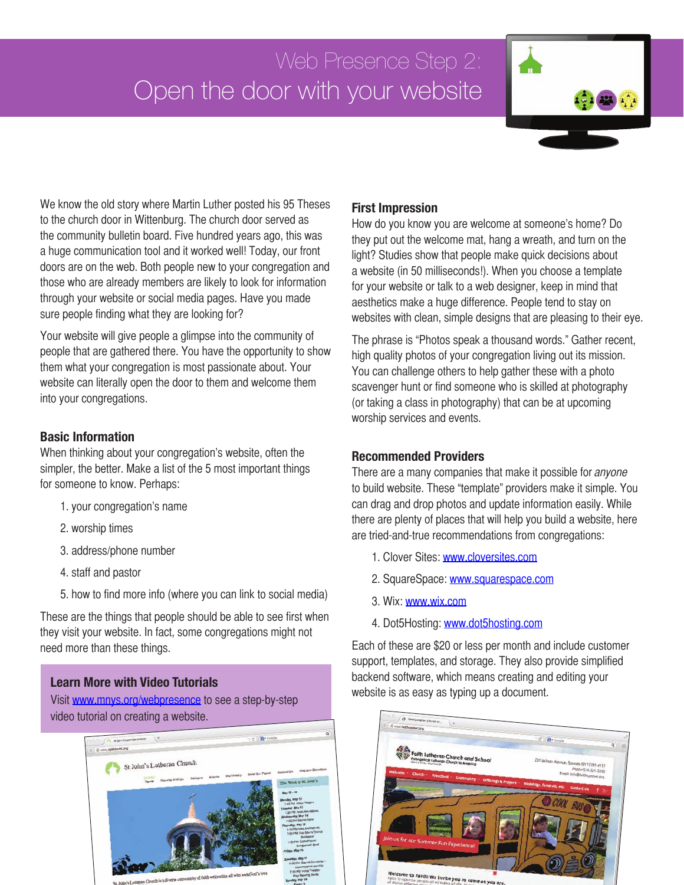# Web Presence Step 2: Open the door with your website

We know the old story where Martin Luther posted his 95 Theses to the church door in Wittenburg. The church door served as the community bulletin board. Five hundred years ago, this was a huge communication tool and it worked well! Today, our front doors are on the web. Both people new to your congregation and those who are already members are likely to look for information through your website or social media pages. Have you made sure people finding what they are looking for?

Your website will give people a glimpse into the community of people that are gathered there. You have the opportunity to show them what your congregation is most passionate about. Your website can literally open the door to them and welcome them into your congregations.

## Basic Information

When thinking about your congregation's website, often the simpler, the better. Make a list of the 5 most important things for someone to know. Perhaps:

1. your congregation's name
2. worship times
3. address/phone number
4. staff and pastor
5. how to find more info (where you can link to social media)

These are the things that people should be able to see first when they visit your website. In fact, some congregations might not need more than these things.

### Learn More with Video Tutorials

Visit www.mnys.org/webpresence to see a step-by-step video tutorial on creating a website.

## First Impression

How do you know you are welcome at someone's home? Do they put out the welcome mat, hang a wreath, and turn on the light? Studies show that people make quick decisions about a website (in 50 milliseconds!). When you choose a template for your website or talk to a web designer, keep in mind that aesthetics make a huge difference. People tend to stay on websites with clean, simple designs that are pleasing to their eye.

The phrase is "Photos speak a thousand words." Gather recent, high quality photos of your congregation living out its mission. You can challenge others to help gather these with a photo scavenger hunt or find someone who is skilled at photography (or taking a class in photography) that can be at upcoming worship services and events.

## Recommended Providers

There are a many companies that make it possible for *anyone* to build website. These "template" providers make it simple. You can drag and drop photos and update information easily. While there are plenty of places that will help you build a website, here are tried-and-true recommendations from congregations:

1. Clover Sites: www.cloversites.com
2. SquareSpace: www.squarespace.com
3. Wix: www.wix.com
4. Dot5Hosting: www.dot5hosting.com

Each of these are $20 or less per month and include customer support, templates, and storage. They also provide simplified backend software, which means creating and editing your website is as easy as typing up a document.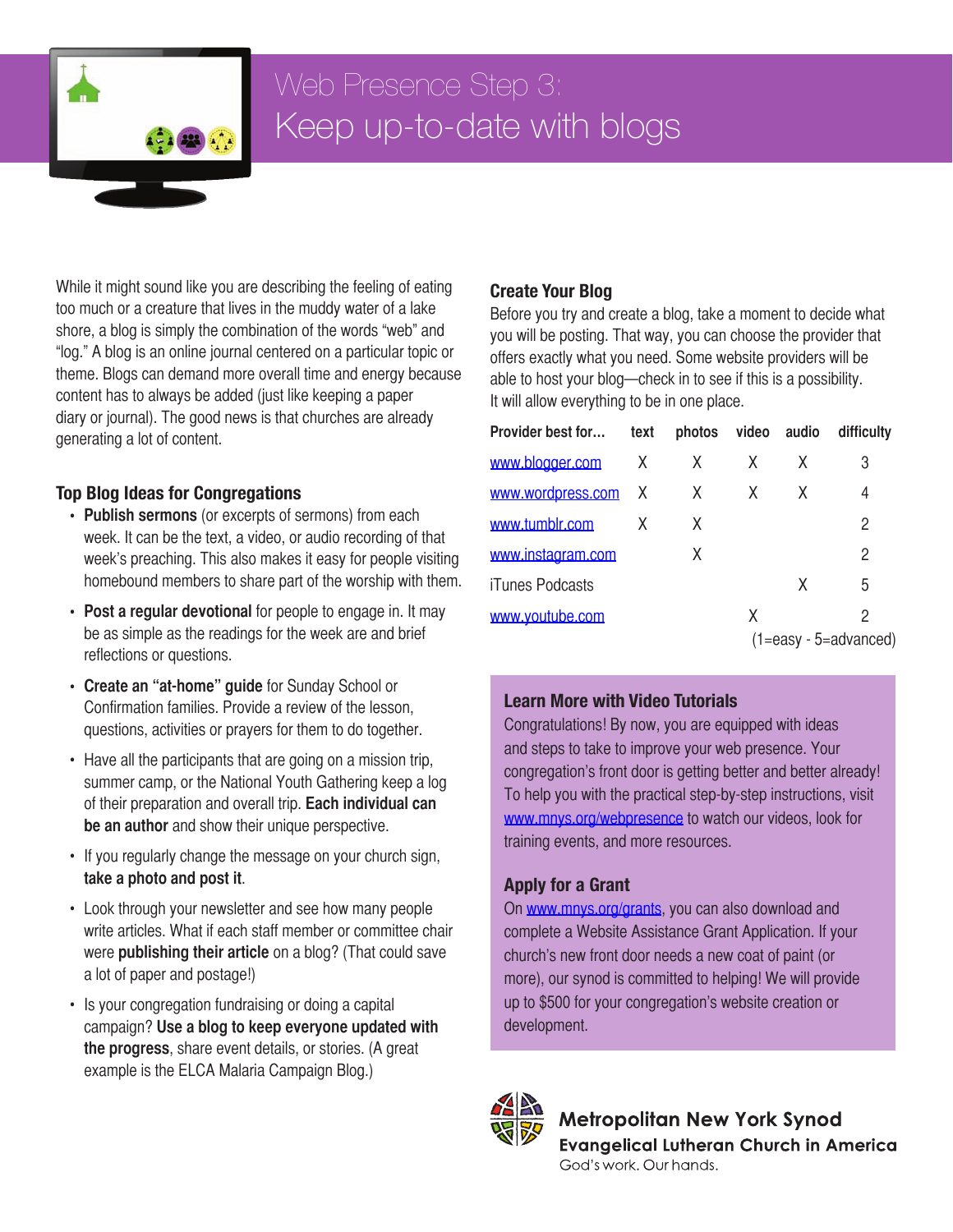# Web Presence Step 3:
# Keep up-to-date with blogs

While it might sound like you are describing the feeling of eating too much or a creature that lives in the muddy water of a lake shore, a blog is simply the combination of the words "web" and "log." A blog is an online journal centered on a particular topic or theme. Blogs can demand more overall time and energy because content has to always be added (just like keeping a paper diary or journal). The good news is that churches are already generating a lot of content.

## Top Blog Ideas for Congregations

- **Publish sermons** (or excerpts of sermons) from each week. It can be the text, a video, or audio recording of that week's preaching. This also makes it easy for people visiting homebound members to share part of the worship with them.
- **Post a regular devotional** for people to engage in. It may be as simple as the readings for the week are and brief reflections or questions.
- **Create an "at-home" guide** for Sunday School or Confirmation families. Provide a review of the lesson, questions, activities or prayers for them to do together.
- Have all the participants that are going on a mission trip, summer camp, or the National Youth Gathering keep a log of their preparation and overall trip. **Each individual can be an author** and show their unique perspective.
- If you regularly change the message on your church sign, **take a photo and post it**.
- Look through your newsletter and see how many people write articles. What if each staff member or committee chair were **publishing their article** on a blog? (That could save a lot of paper and postage!)
- Is your congregation fundraising or doing a capital campaign? **Use a blog to keep everyone updated with the progress**, share event details, or stories. (A great example is the ELCA Malaria Campaign Blog.)

## Create Your Blog

Before you try and create a blog, take a moment to decide what you will be posting. That way, you can choose the provider that offers exactly what you need. Some website providers will be able to host your blog—check in to see if this is a possibility. It will allow everything to be in one place.

| Provider best for… | text | photos | video | audio | difficulty |
|---|---|---|---|---|---|
| www.blogger.com | X | X | X | X | 3 |
| www.wordpress.com | X | X | X | X | 4 |
| www.tumblr.com | X | X | | | 2 |
| www.instagram.com | | X | | | 2 |
| iTunes Podcasts | | | | X | 5 |
| www.youtube.com | | | X | | 2 |

(1=easy - 5=advanced)

## Learn More with Video Tutorials

Congratulations! By now, you are equipped with ideas and steps to take to improve your web presence. Your congregation's front door is getting better and better already! To help you with the practical step-by-step instructions, visit www.mnys.org/webpresence to watch our videos, look for training events, and more resources.

## Apply for a Grant

On www.mnys.org/grants, you can also download and complete a Website Assistance Grant Application. If your church's new front door needs a new coat of paint (or more), our synod is committed to helping! We will provide up to $500 for your congregation's website creation or development.

**Metropolitan New York Synod**
**Evangelical Lutheran Church in America**
God's work. Our hands.